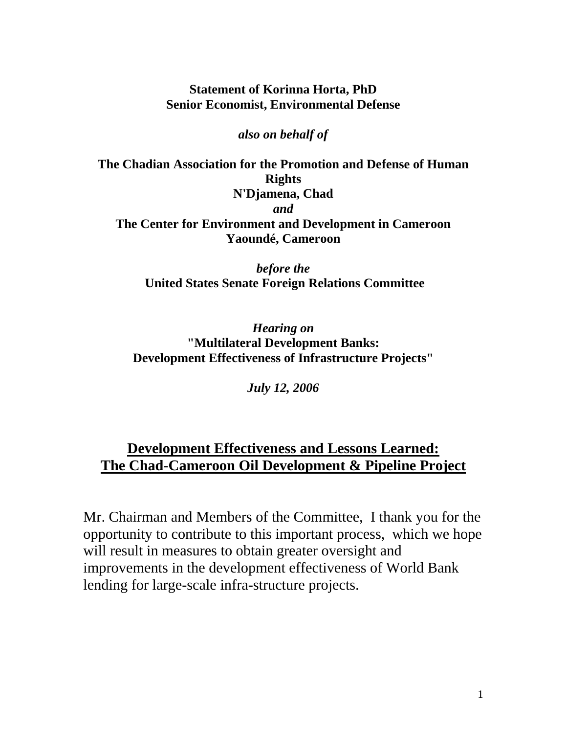**Statement of Korinna Horta, PhD**
**Senior Economist, Environmental Defense**

***also on behalf of***

**The Chadian Association for the Promotion and Defense of Human Rights**
**N'Djamena, Chad**
***and***
**The Center for Environment and Development in Cameroon**
**Yaoundé, Cameroon**

***before the***
**United States Senate Foreign Relations Committee**

***Hearing on***
**"Multilateral Development Banks:**
**Development Effectiveness of Infrastructure Projects"**

***July 12, 2006***

# Development Effectiveness and Lessons Learned: The Chad-Cameroon Oil Development & Pipeline Project

Mr. Chairman and Members of the Committee, I thank you for the opportunity to contribute to this important process, which we hope will result in measures to obtain greater oversight and improvements in the development effectiveness of World Bank lending for large-scale infra-structure projects.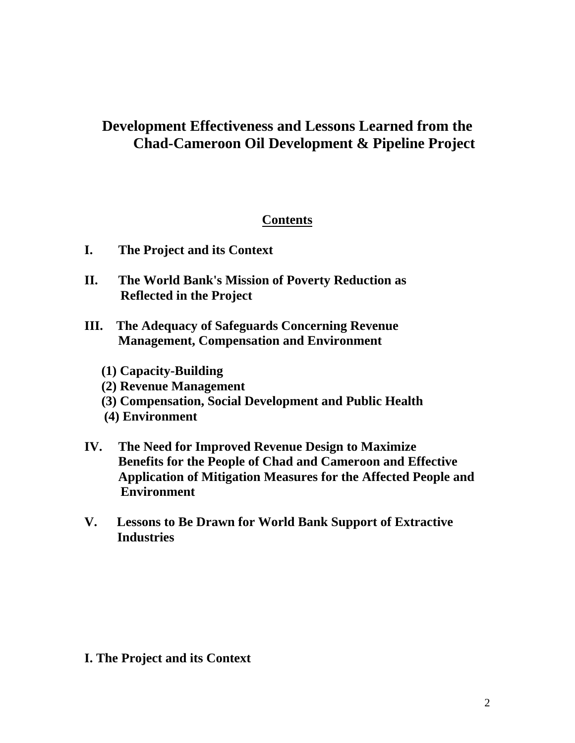# Development Effectiveness and Lessons Learned from the Chad-Cameroon Oil Development & Pipeline Project

## Contents

**I. The Project and its Context**

**II. The World Bank's Mission of Poverty Reduction as Reflected in the Project**

**III. The Adequacy of Safeguards Concerning Revenue Management, Compensation and Environment**

- **(1) Capacity-Building**
- **(2) Revenue Management**
- **(3) Compensation, Social Development and Public Health**
- **(4) Environment**

**IV. The Need for Improved Revenue Design to Maximize Benefits for the People of Chad and Cameroon and Effective Application of Mitigation Measures for the Affected People and Environment**

**V. Lessons to Be Drawn for World Bank Support of Extractive Industries**

## I. The Project and its Context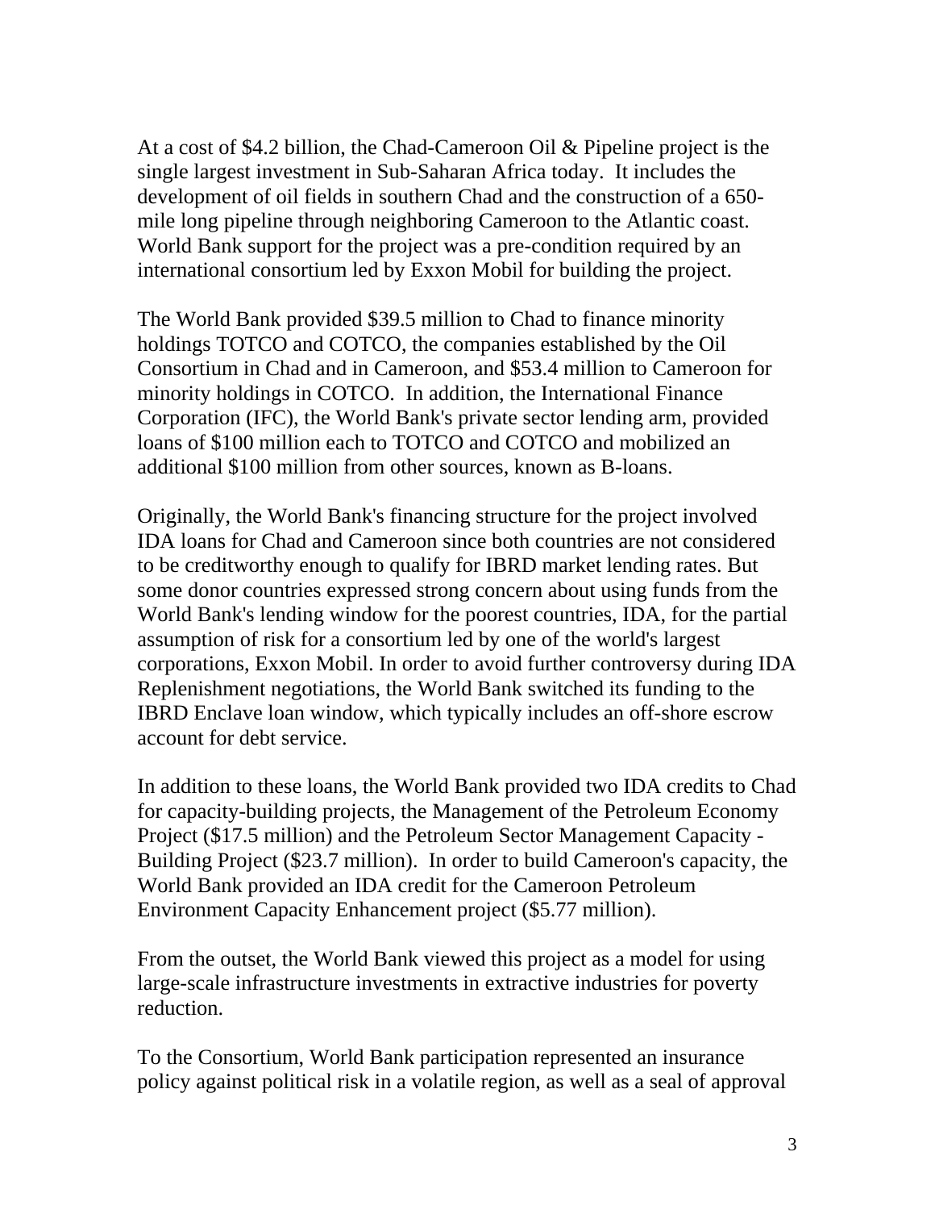At a cost of $4.2 billion, the Chad-Cameroon Oil & Pipeline project is the single largest investment in Sub-Saharan Africa today. It includes the development of oil fields in southern Chad and the construction of a 650-mile long pipeline through neighboring Cameroon to the Atlantic coast. World Bank support for the project was a pre-condition required by an international consortium led by Exxon Mobil for building the project.

The World Bank provided $39.5 million to Chad to finance minority holdings TOTCO and COTCO, the companies established by the Oil Consortium in Chad and in Cameroon, and $53.4 million to Cameroon for minority holdings in COTCO. In addition, the International Finance Corporation (IFC), the World Bank's private sector lending arm, provided loans of $100 million each to TOTCO and COTCO and mobilized an additional $100 million from other sources, known as B-loans.

Originally, the World Bank's financing structure for the project involved IDA loans for Chad and Cameroon since both countries are not considered to be creditworthy enough to qualify for IBRD market lending rates. But some donor countries expressed strong concern about using funds from the World Bank's lending window for the poorest countries, IDA, for the partial assumption of risk for a consortium led by one of the world's largest corporations, Exxon Mobil. In order to avoid further controversy during IDA Replenishment negotiations, the World Bank switched its funding to the IBRD Enclave loan window, which typically includes an off-shore escrow account for debt service.

In addition to these loans, the World Bank provided two IDA credits to Chad for capacity-building projects, the Management of the Petroleum Economy Project ($17.5 million) and the Petroleum Sector Management Capacity - Building Project ($23.7 million). In order to build Cameroon's capacity, the World Bank provided an IDA credit for the Cameroon Petroleum Environment Capacity Enhancement project ($5.77 million).

From the outset, the World Bank viewed this project as a model for using large-scale infrastructure investments in extractive industries for poverty reduction.

To the Consortium, World Bank participation represented an insurance policy against political risk in a volatile region, as well as a seal of approval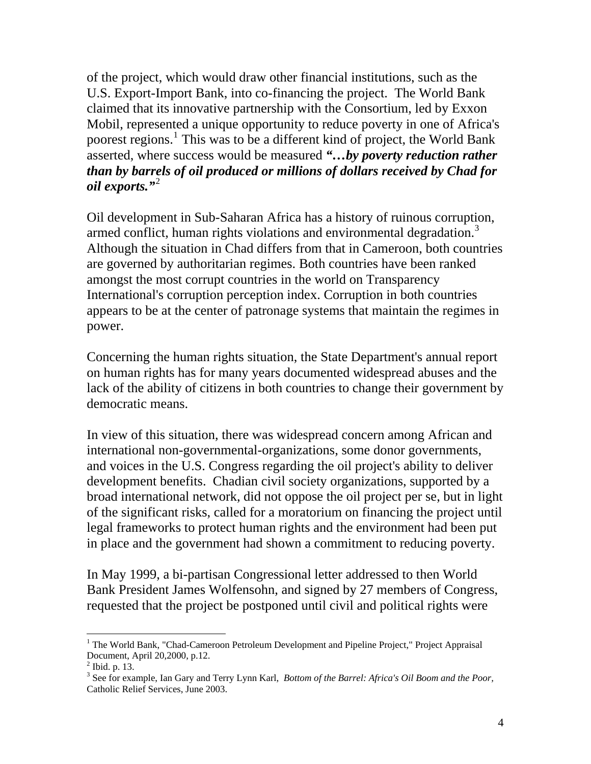of the project, which would draw other financial institutions, such as the U.S. Export-Import Bank, into co-financing the project. The World Bank claimed that its innovative partnership with the Consortium, led by Exxon Mobil, represented a unique opportunity to reduce poverty in one of Africa's poorest regions.[1] This was to be a different kind of project, the World Bank asserted, where success would be measured ***"…by poverty reduction rather than by barrels of oil produced or millions of dollars received by Chad for oil exports."***[2]

Oil development in Sub-Saharan Africa has a history of ruinous corruption, armed conflict, human rights violations and environmental degradation.[3] Although the situation in Chad differs from that in Cameroon, both countries are governed by authoritarian regimes. Both countries have been ranked amongst the most corrupt countries in the world on Transparency International's corruption perception index. Corruption in both countries appears to be at the center of patronage systems that maintain the regimes in power.

Concerning the human rights situation, the State Department's annual report on human rights has for many years documented widespread abuses and the lack of the ability of citizens in both countries to change their government by democratic means.

In view of this situation, there was widespread concern among African and international non-governmental-organizations, some donor governments, and voices in the U.S. Congress regarding the oil project's ability to deliver development benefits. Chadian civil society organizations, supported by a broad international network, did not oppose the oil project per se, but in light of the significant risks, called for a moratorium on financing the project until legal frameworks to protect human rights and the environment had been put in place and the government had shown a commitment to reducing poverty.

In May 1999, a bi-partisan Congressional letter addressed to then World Bank President James Wolfensohn, and signed by 27 members of Congress, requested that the project be postponed until civil and political rights were

---

[1] The World Bank, "Chad-Cameroon Petroleum Development and Pipeline Project," Project Appraisal Document, April 20,2000, p.12.

[2] Ibid. p. 13.

[3] See for example, Ian Gary and Terry Lynn Karl, *Bottom of the Barrel: Africa's Oil Boom and the Poor,* Catholic Relief Services, June 2003.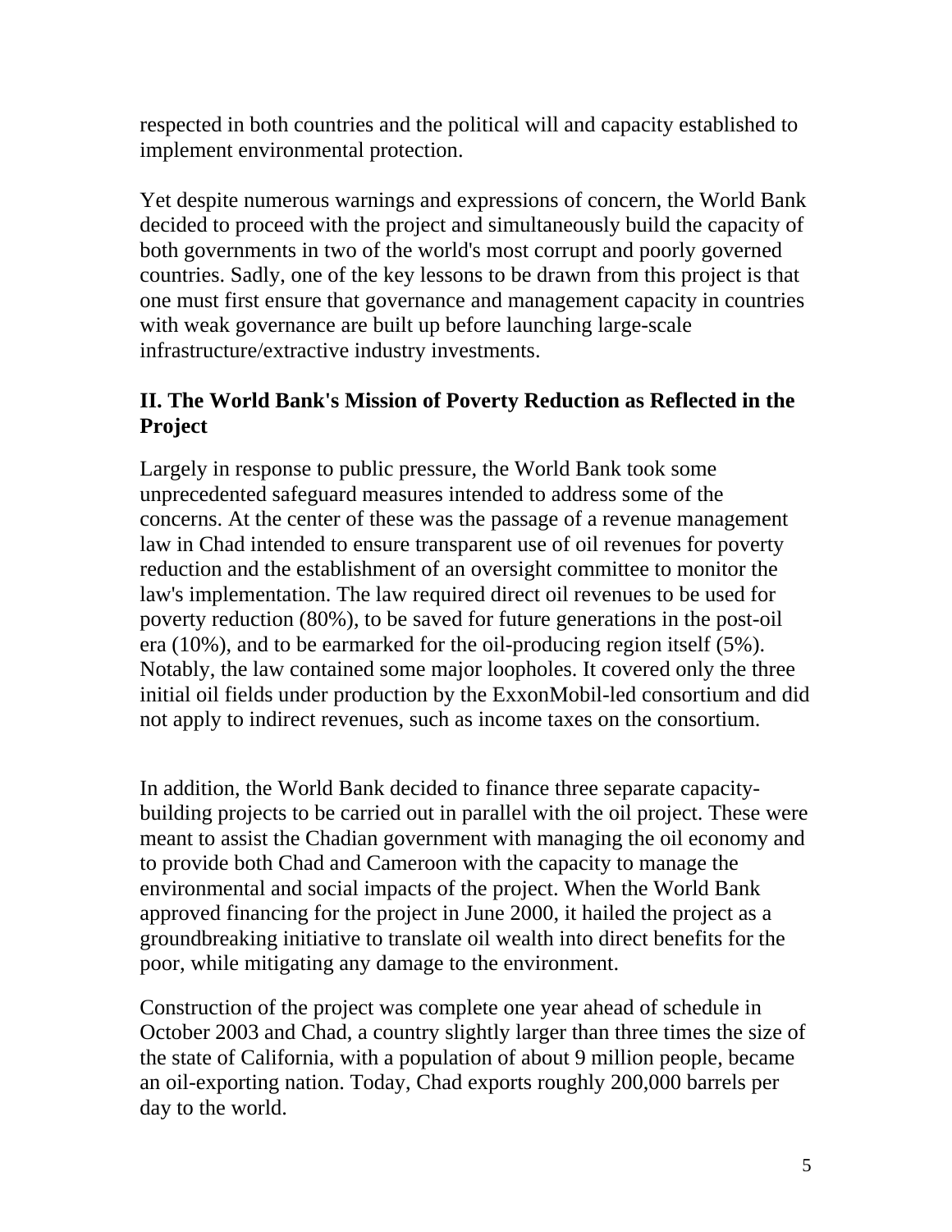respected in both countries and the political will and capacity established to implement environmental protection.

Yet despite numerous warnings and expressions of concern, the World Bank decided to proceed with the project and simultaneously build the capacity of both governments in two of the world's most corrupt and poorly governed countries. Sadly, one of the key lessons to be drawn from this project is that one must first ensure that governance and management capacity in countries with weak governance are built up before launching large-scale infrastructure/extractive industry investments.

## II. The World Bank's Mission of Poverty Reduction as Reflected in the Project

Largely in response to public pressure, the World Bank took some unprecedented safeguard measures intended to address some of the concerns. At the center of these was the passage of a revenue management law in Chad intended to ensure transparent use of oil revenues for poverty reduction and the establishment of an oversight committee to monitor the law's implementation. The law required direct oil revenues to be used for poverty reduction (80%), to be saved for future generations in the post-oil era (10%), and to be earmarked for the oil-producing region itself (5%). Notably, the law contained some major loopholes. It covered only the three initial oil fields under production by the ExxonMobil-led consortium and did not apply to indirect revenues, such as income taxes on the consortium.

In addition, the World Bank decided to finance three separate capacity-building projects to be carried out in parallel with the oil project. These were meant to assist the Chadian government with managing the oil economy and to provide both Chad and Cameroon with the capacity to manage the environmental and social impacts of the project. When the World Bank approved financing for the project in June 2000, it hailed the project as a groundbreaking initiative to translate oil wealth into direct benefits for the poor, while mitigating any damage to the environment.

Construction of the project was complete one year ahead of schedule in October 2003 and Chad, a country slightly larger than three times the size of the state of California, with a population of about 9 million people, became an oil-exporting nation. Today, Chad exports roughly 200,000 barrels per day to the world.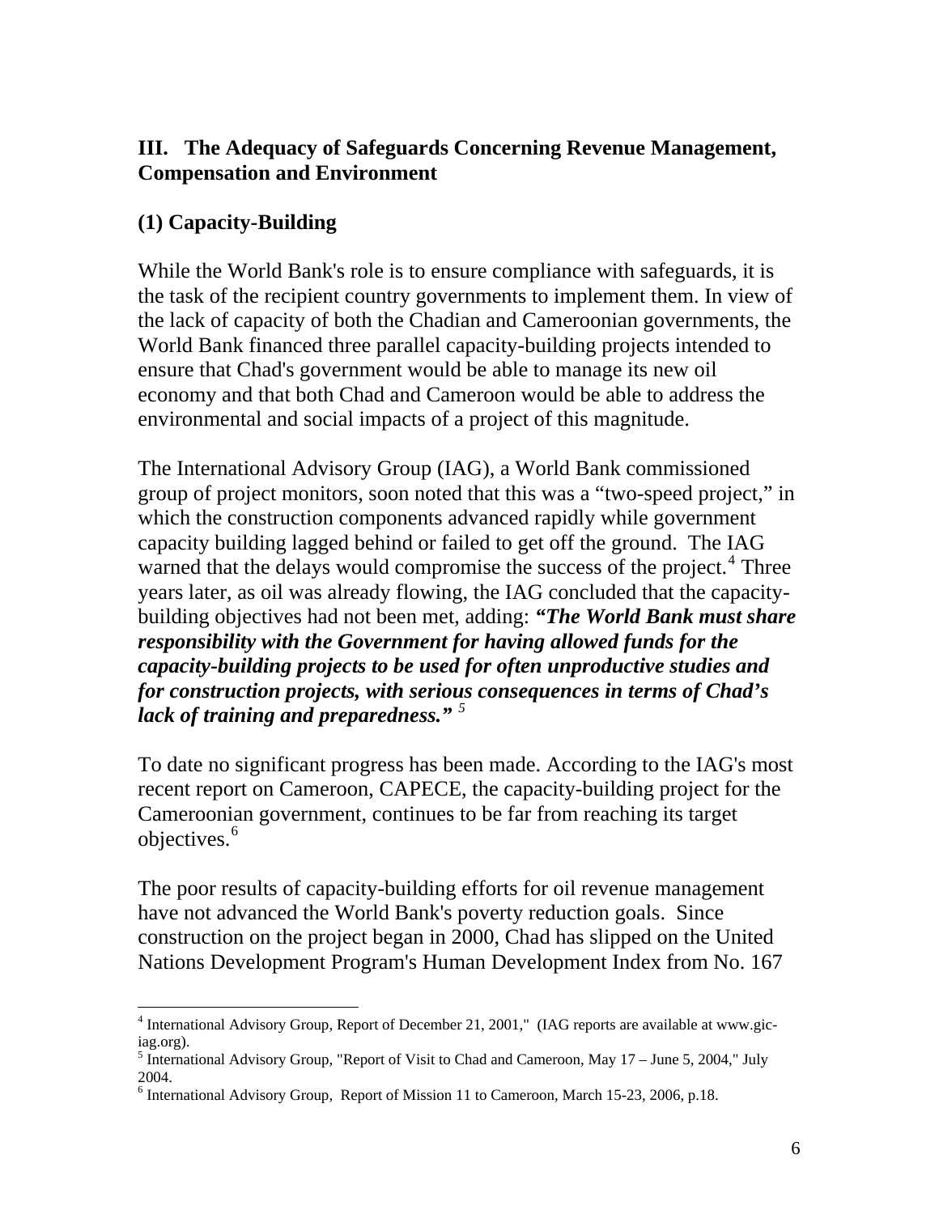## III. The Adequacy of Safeguards Concerning Revenue Management, Compensation and Environment

### (1) Capacity-Building

While the World Bank's role is to ensure compliance with safeguards, it is the task of the recipient country governments to implement them. In view of the lack of capacity of both the Chadian and Cameroonian governments, the World Bank financed three parallel capacity-building projects intended to ensure that Chad's government would be able to manage its new oil economy and that both Chad and Cameroon would be able to address the environmental and social impacts of a project of this magnitude.

The International Advisory Group (IAG), a World Bank commissioned group of project monitors, soon noted that this was a "two-speed project," in which the construction components advanced rapidly while government capacity building lagged behind or failed to get off the ground. The IAG warned that the delays would compromise the success of the project.[4] Three years later, as oil was already flowing, the IAG concluded that the capacity-building objectives had not been met, adding: ***"The World Bank must share responsibility with the Government for having allowed funds for the capacity-building projects to be used for often unproductive studies and for construction projects, with serious consequences in terms of Chad's lack of training and preparedness."*** [5]

To date no significant progress has been made. According to the IAG's most recent report on Cameroon, CAPECE, the capacity-building project for the Cameroonian government, continues to be far from reaching its target objectives.[6]

The poor results of capacity-building efforts for oil revenue management have not advanced the World Bank's poverty reduction goals. Since construction on the project began in 2000, Chad has slipped on the United Nations Development Program's Human Development Index from No. 167

---

[4] International Advisory Group, Report of December 21, 2001," (IAG reports are available at www.gic-iag.org).

[5] International Advisory Group, "Report of Visit to Chad and Cameroon, May 17 – June 5, 2004," July 2004.

[6] International Advisory Group, Report of Mission 11 to Cameroon, March 15-23, 2006, p.18.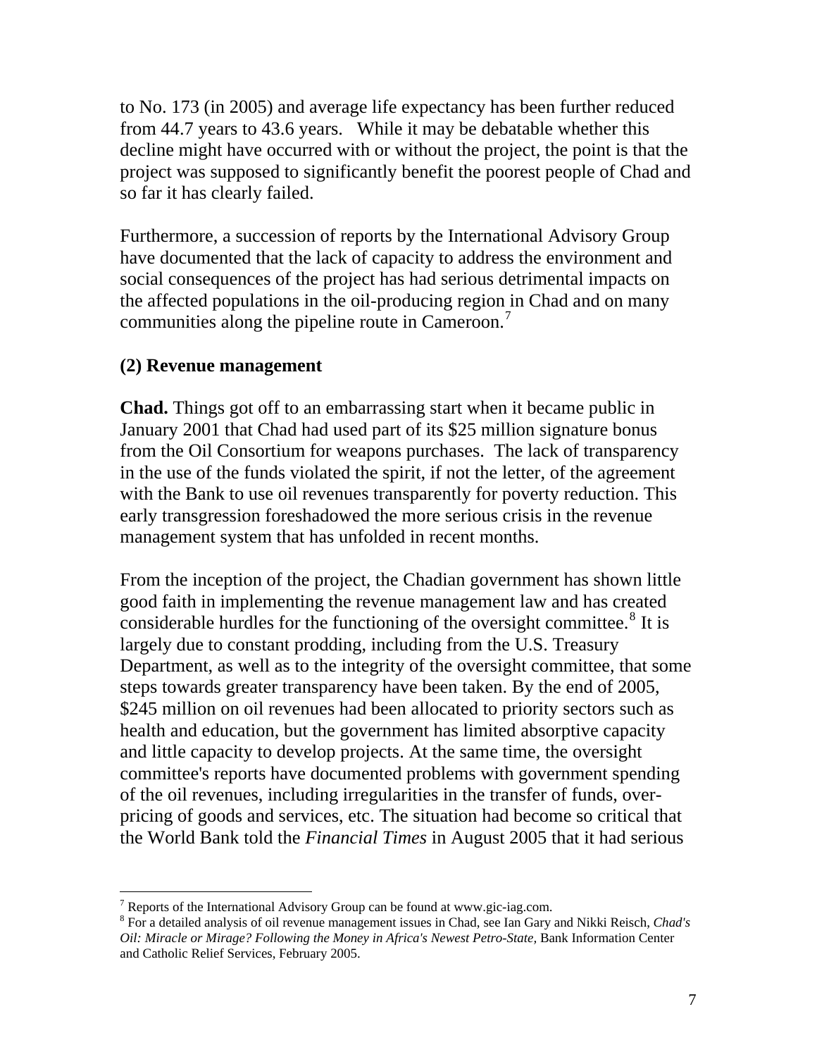to No. 173 (in 2005) and average life expectancy has been further reduced from 44.7 years to 43.6 years. While it may be debatable whether this decline might have occurred with or without the project, the point is that the project was supposed to significantly benefit the poorest people of Chad and so far it has clearly failed.

Furthermore, a succession of reports by the International Advisory Group have documented that the lack of capacity to address the environment and social consequences of the project has had serious detrimental impacts on the affected populations in the oil-producing region in Chad and on many communities along the pipeline route in Cameroon.[7]

**(2) Revenue management**

**Chad.** Things got off to an embarrassing start when it became public in January 2001 that Chad had used part of its $25 million signature bonus from the Oil Consortium for weapons purchases. The lack of transparency in the use of the funds violated the spirit, if not the letter, of the agreement with the Bank to use oil revenues transparently for poverty reduction. This early transgression foreshadowed the more serious crisis in the revenue management system that has unfolded in recent months.

From the inception of the project, the Chadian government has shown little good faith in implementing the revenue management law and has created considerable hurdles for the functioning of the oversight committee.[8] It is largely due to constant prodding, including from the U.S. Treasury Department, as well as to the integrity of the oversight committee, that some steps towards greater transparency have been taken. By the end of 2005, $245 million on oil revenues had been allocated to priority sectors such as health and education, but the government has limited absorptive capacity and little capacity to develop projects. At the same time, the oversight committee's reports have documented problems with government spending of the oil revenues, including irregularities in the transfer of funds, over-pricing of goods and services, etc. The situation had become so critical that the World Bank told the *Financial Times* in August 2005 that it had serious

---

[7] Reports of the International Advisory Group can be found at www.gic-iag.com.

[8] For a detailed analysis of oil revenue management issues in Chad, see Ian Gary and Nikki Reisch, *Chad's Oil: Miracle or Mirage? Following the Money in Africa's Newest Petro-State,* Bank Information Center and Catholic Relief Services, February 2005.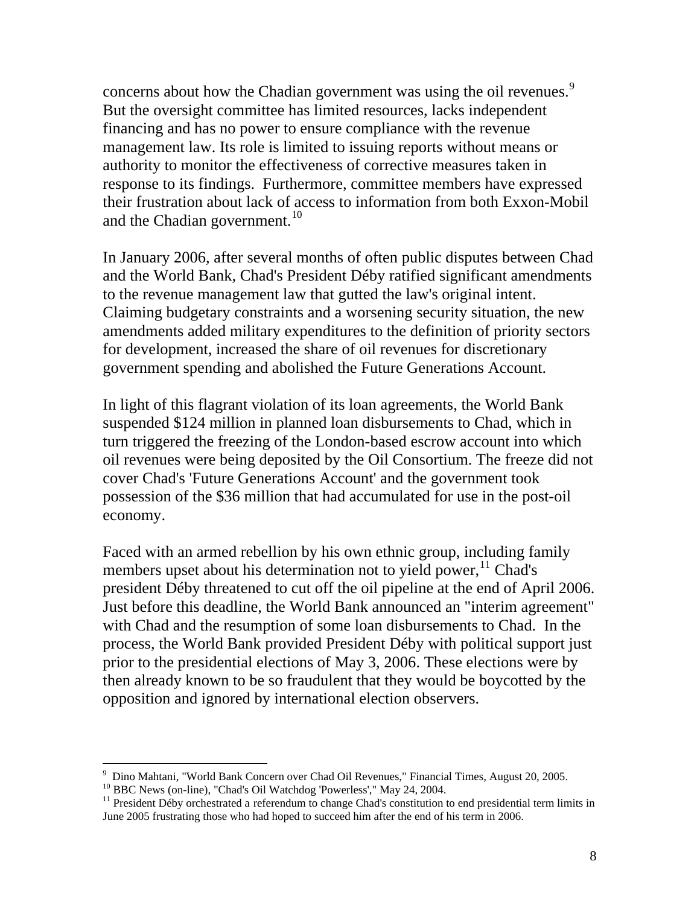concerns about how the Chadian government was using the oil revenues.[9] But the oversight committee has limited resources, lacks independent financing and has no power to ensure compliance with the revenue management law. Its role is limited to issuing reports without means or authority to monitor the effectiveness of corrective measures taken in response to its findings. Furthermore, committee members have expressed their frustration about lack of access to information from both Exxon-Mobil and the Chadian government.[10]

In January 2006, after several months of often public disputes between Chad and the World Bank, Chad's President Déby ratified significant amendments to the revenue management law that gutted the law's original intent. Claiming budgetary constraints and a worsening security situation, the new amendments added military expenditures to the definition of priority sectors for development, increased the share of oil revenues for discretionary government spending and abolished the Future Generations Account.

In light of this flagrant violation of its loan agreements, the World Bank suspended $124 million in planned loan disbursements to Chad, which in turn triggered the freezing of the London-based escrow account into which oil revenues were being deposited by the Oil Consortium. The freeze did not cover Chad's 'Future Generations Account' and the government took possession of the $36 million that had accumulated for use in the post-oil economy.

Faced with an armed rebellion by his own ethnic group, including family members upset about his determination not to yield power,[11] Chad's president Déby threatened to cut off the oil pipeline at the end of April 2006. Just before this deadline, the World Bank announced an "interim agreement" with Chad and the resumption of some loan disbursements to Chad. In the process, the World Bank provided President Déby with political support just prior to the presidential elections of May 3, 2006. These elections were by then already known to be so fraudulent that they would be boycotted by the opposition and ignored by international election observers.

---

[9] Dino Mahtani, "World Bank Concern over Chad Oil Revenues," Financial Times, August 20, 2005.

[10] BBC News (on-line), "Chad's Oil Watchdog 'Powerless'," May 24, 2004.

[11] President Déby orchestrated a referendum to change Chad's constitution to end presidential term limits in June 2005 frustrating those who had hoped to succeed him after the end of his term in 2006.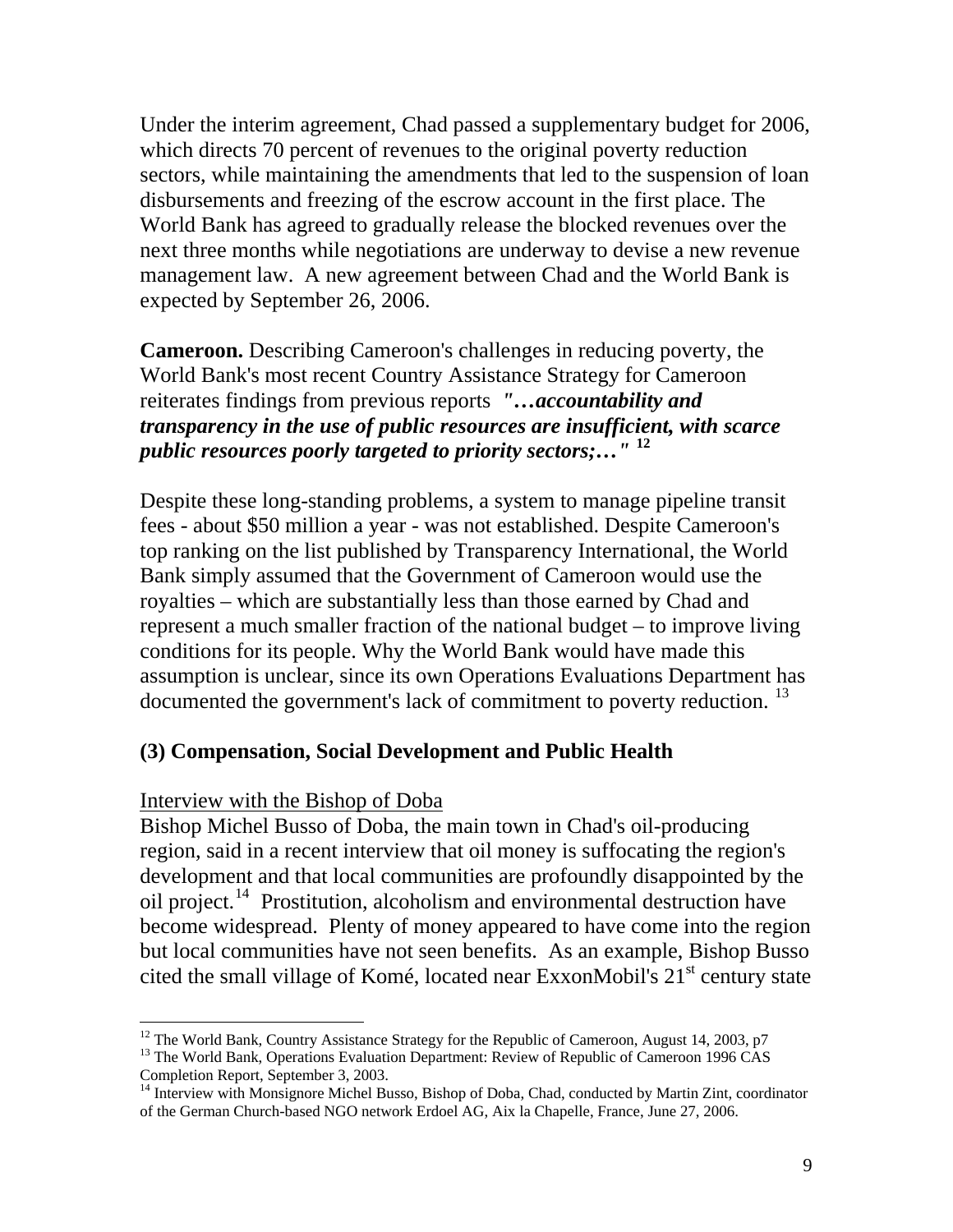Under the interim agreement, Chad passed a supplementary budget for 2006, which directs 70 percent of revenues to the original poverty reduction sectors, while maintaining the amendments that led to the suspension of loan disbursements and freezing of the escrow account in the first place. The World Bank has agreed to gradually release the blocked revenues over the next three months while negotiations are underway to devise a new revenue management law. A new agreement between Chad and the World Bank is expected by September 26, 2006.

**Cameroon.** Describing Cameroon's challenges in reducing poverty, the World Bank's most recent Country Assistance Strategy for Cameroon reiterates findings from previous reports ***"…accountability and transparency in the use of public resources are insufficient, with scarce public resources poorly targeted to priority sectors;…"*** [12]

Despite these long-standing problems, a system to manage pipeline transit fees - about $50 million a year - was not established. Despite Cameroon's top ranking on the list published by Transparency International, the World Bank simply assumed that the Government of Cameroon would use the royalties – which are substantially less than those earned by Chad and represent a much smaller fraction of the national budget – to improve living conditions for its people. Why the World Bank would have made this assumption is unclear, since its own Operations Evaluations Department has documented the government's lack of commitment to poverty reduction. [13]

### (3) Compensation, Social Development and Public Health

<u>Interview with the Bishop of Doba</u>

Bishop Michel Busso of Doba, the main town in Chad's oil-producing region, said in a recent interview that oil money is suffocating the region's development and that local communities are profoundly disappointed by the oil project.[14] Prostitution, alcoholism and environmental destruction have become widespread. Plenty of money appeared to have come into the region but local communities have not seen benefits. As an example, Bishop Busso cited the small village of Komé, located near ExxonMobil's 21st century state

---

[12] The World Bank, Country Assistance Strategy for the Republic of Cameroon, August 14, 2003, p7

[13] The World Bank, Operations Evaluation Department: Review of Republic of Cameroon 1996 CAS Completion Report, September 3, 2003.

[14] Interview with Monsignore Michel Busso, Bishop of Doba, Chad, conducted by Martin Zint, coordinator of the German Church-based NGO network Erdoel AG, Aix la Chapelle, France, June 27, 2006.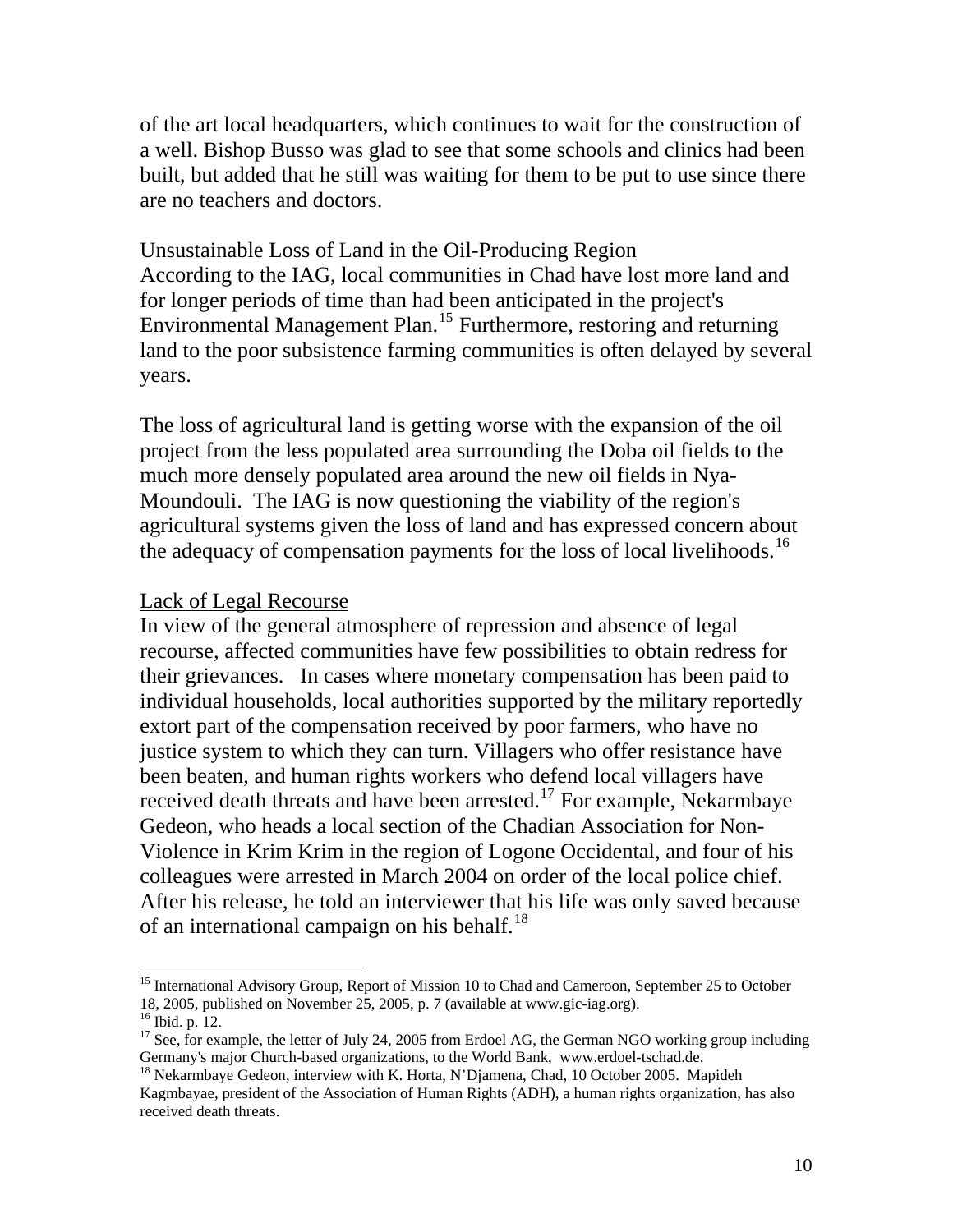of the art local headquarters, which continues to wait for the construction of a well. Bishop Busso was glad to see that some schools and clinics had been built, but added that he still was waiting for them to be put to use since there are no teachers and doctors.

<u>Unsustainable Loss of Land in the Oil-Producing Region</u>

According to the IAG, local communities in Chad have lost more land and for longer periods of time than had been anticipated in the project's Environmental Management Plan.[15] Furthermore, restoring and returning land to the poor subsistence farming communities is often delayed by several years.

The loss of agricultural land is getting worse with the expansion of the oil project from the less populated area surrounding the Doba oil fields to the much more densely populated area around the new oil fields in Nya-Moundouli. The IAG is now questioning the viability of the region's agricultural systems given the loss of land and has expressed concern about the adequacy of compensation payments for the loss of local livelihoods.[16]

<u>Lack of Legal Recourse</u>

In view of the general atmosphere of repression and absence of legal recourse, affected communities have few possibilities to obtain redress for their grievances. In cases where monetary compensation has been paid to individual households, local authorities supported by the military reportedly extort part of the compensation received by poor farmers, who have no justice system to which they can turn. Villagers who offer resistance have been beaten, and human rights workers who defend local villagers have received death threats and have been arrested.[17] For example, Nekarmbaye Gedeon, who heads a local section of the Chadian Association for Non-Violence in Krim Krim in the region of Logone Occidental, and four of his colleagues were arrested in March 2004 on order of the local police chief. After his release, he told an interviewer that his life was only saved because of an international campaign on his behalf.[18]

---

[15] International Advisory Group, Report of Mission 10 to Chad and Cameroon, September 25 to October 18, 2005, published on November 25, 2005, p. 7 (available at www.gic-iag.org).

[16] Ibid. p. 12.

[17] See, for example, the letter of July 24, 2005 from Erdoel AG, the German NGO working group including Germany's major Church-based organizations, to the World Bank, www.erdoel-tschad.de.

[18] Nekarmbaye Gedeon, interview with K. Horta, N'Djamena, Chad, 10 October 2005. Mapideh Kagmbayae, president of the Association of Human Rights (ADH), a human rights organization, has also received death threats.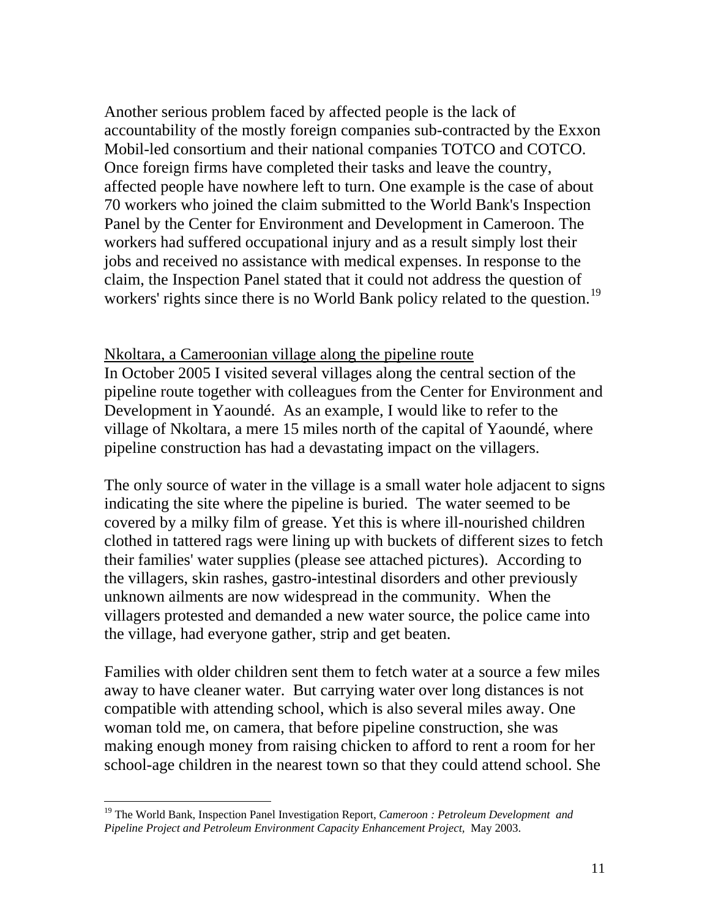Another serious problem faced by affected people is the lack of accountability of the mostly foreign companies sub-contracted by the Exxon Mobil-led consortium and their national companies TOTCO and COTCO. Once foreign firms have completed their tasks and leave the country, affected people have nowhere left to turn. One example is the case of about 70 workers who joined the claim submitted to the World Bank's Inspection Panel by the Center for Environment and Development in Cameroon. The workers had suffered occupational injury and as a result simply lost their jobs and received no assistance with medical expenses. In response to the claim, the Inspection Panel stated that it could not address the question of workers' rights since there is no World Bank policy related to the question.[19]

Nkoltara, a Cameroonian village along the pipeline route

In October 2005 I visited several villages along the central section of the pipeline route together with colleagues from the Center for Environment and Development in Yaoundé. As an example, I would like to refer to the village of Nkoltara, a mere 15 miles north of the capital of Yaoundé, where pipeline construction has had a devastating impact on the villagers.

The only source of water in the village is a small water hole adjacent to signs indicating the site where the pipeline is buried. The water seemed to be covered by a milky film of grease. Yet this is where ill-nourished children clothed in tattered rags were lining up with buckets of different sizes to fetch their families' water supplies (please see attached pictures). According to the villagers, skin rashes, gastro-intestinal disorders and other previously unknown ailments are now widespread in the community. When the villagers protested and demanded a new water source, the police came into the village, had everyone gather, strip and get beaten.

Families with older children sent them to fetch water at a source a few miles away to have cleaner water. But carrying water over long distances is not compatible with attending school, which is also several miles away. One woman told me, on camera, that before pipeline construction, she was making enough money from raising chicken to afford to rent a room for her school-age children in the nearest town so that they could attend school. She

---

[19] The World Bank, Inspection Panel Investigation Report, *Cameroon : Petroleum Development and Pipeline Project and Petroleum Environment Capacity Enhancement Project,* May 2003.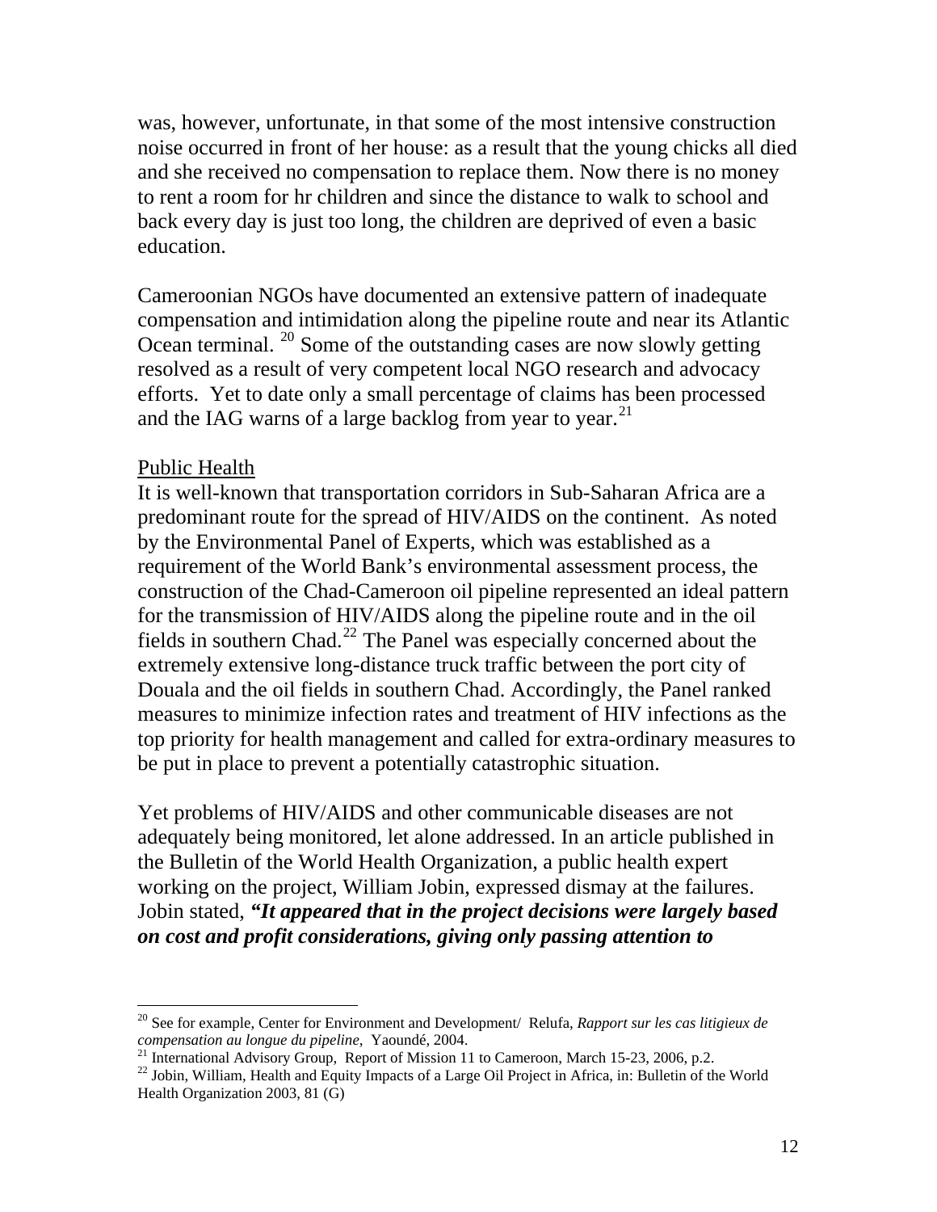was, however, unfortunate, in that some of the most intensive construction noise occurred in front of her house: as a result that the young chicks all died and she received no compensation to replace them. Now there is no money to rent a room for hr children and since the distance to walk to school and back every day is just too long, the children are deprived of even a basic education.

Cameroonian NGOs have documented an extensive pattern of inadequate compensation and intimidation along the pipeline route and near its Atlantic Ocean terminal. [20] Some of the outstanding cases are now slowly getting resolved as a result of very competent local NGO research and advocacy efforts. Yet to date only a small percentage of claims has been processed and the IAG warns of a large backlog from year to year.[21]

<u>Public Health</u>

It is well-known that transportation corridors in Sub-Saharan Africa are a predominant route for the spread of HIV/AIDS on the continent. As noted by the Environmental Panel of Experts, which was established as a requirement of the World Bank's environmental assessment process, the construction of the Chad-Cameroon oil pipeline represented an ideal pattern for the transmission of HIV/AIDS along the pipeline route and in the oil fields in southern Chad.[22] The Panel was especially concerned about the extremely extensive long-distance truck traffic between the port city of Douala and the oil fields in southern Chad. Accordingly, the Panel ranked measures to minimize infection rates and treatment of HIV infections as the top priority for health management and called for extra-ordinary measures to be put in place to prevent a potentially catastrophic situation.

Yet problems of HIV/AIDS and other communicable diseases are not adequately being monitored, let alone addressed. In an article published in the Bulletin of the World Health Organization, a public health expert working on the project, William Jobin, expressed dismay at the failures. Jobin stated, ***"It appeared that in the project decisions were largely based on cost and profit considerations, giving only passing attention to***

---

[20] See for example, Center for Environment and Development/ Relufa, *Rapport sur les cas litigieux de compensation au longue du pipeline*, Yaoundé, 2004.

[21] International Advisory Group, Report of Mission 11 to Cameroon, March 15-23, 2006, p.2.

[22] Jobin, William, Health and Equity Impacts of a Large Oil Project in Africa, in: Bulletin of the World Health Organization 2003, 81 (G)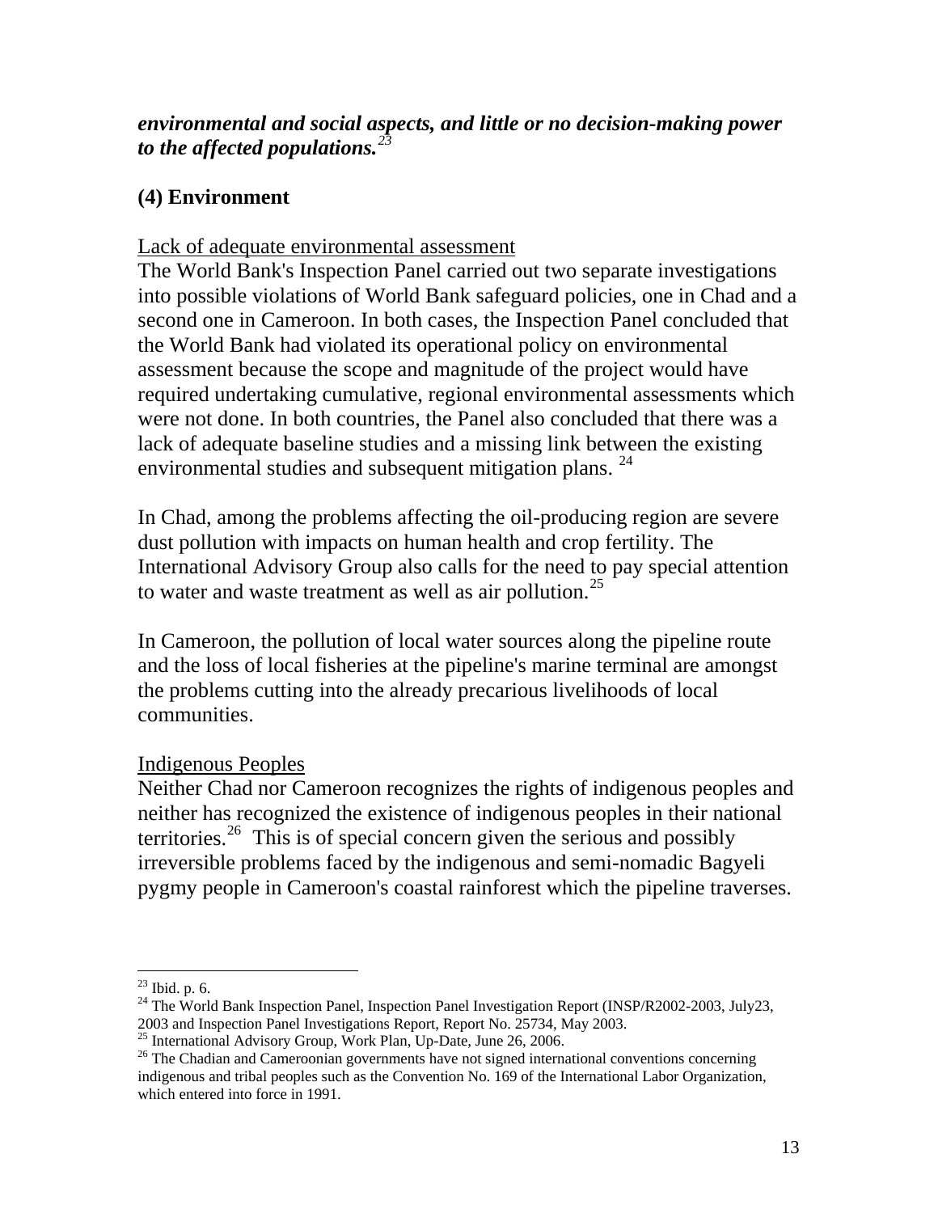***environmental and social aspects, and little or no decision-making power to the affected populations.***[23]

## (4) Environment

<u>Lack of adequate environmental assessment</u>

The World Bank's Inspection Panel carried out two separate investigations into possible violations of World Bank safeguard policies, one in Chad and a second one in Cameroon. In both cases, the Inspection Panel concluded that the World Bank had violated its operational policy on environmental assessment because the scope and magnitude of the project would have required undertaking cumulative, regional environmental assessments which were not done. In both countries, the Panel also concluded that there was a lack of adequate baseline studies and a missing link between the existing environmental studies and subsequent mitigation plans. [24]

In Chad, among the problems affecting the oil-producing region are severe dust pollution with impacts on human health and crop fertility. The International Advisory Group also calls for the need to pay special attention to water and waste treatment as well as air pollution.[25]

In Cameroon, the pollution of local water sources along the pipeline route and the loss of local fisheries at the pipeline's marine terminal are amongst the problems cutting into the already precarious livelihoods of local communities.

<u>Indigenous Peoples</u>

Neither Chad nor Cameroon recognizes the rights of indigenous peoples and neither has recognized the existence of indigenous peoples in their national territories.[26] This is of special concern given the serious and possibly irreversible problems faced by the indigenous and semi-nomadic Bagyeli pygmy people in Cameroon's coastal rainforest which the pipeline traverses.

---

[23] Ibid. p. 6.

[24] The World Bank Inspection Panel, Inspection Panel Investigation Report (INSP/R2002-2003, July23, 2003 and Inspection Panel Investigations Report, Report No. 25734, May 2003.

[25] International Advisory Group, Work Plan, Up-Date, June 26, 2006.

[26] The Chadian and Cameroonian governments have not signed international conventions concerning indigenous and tribal peoples such as the Convention No. 169 of the International Labor Organization, which entered into force in 1991.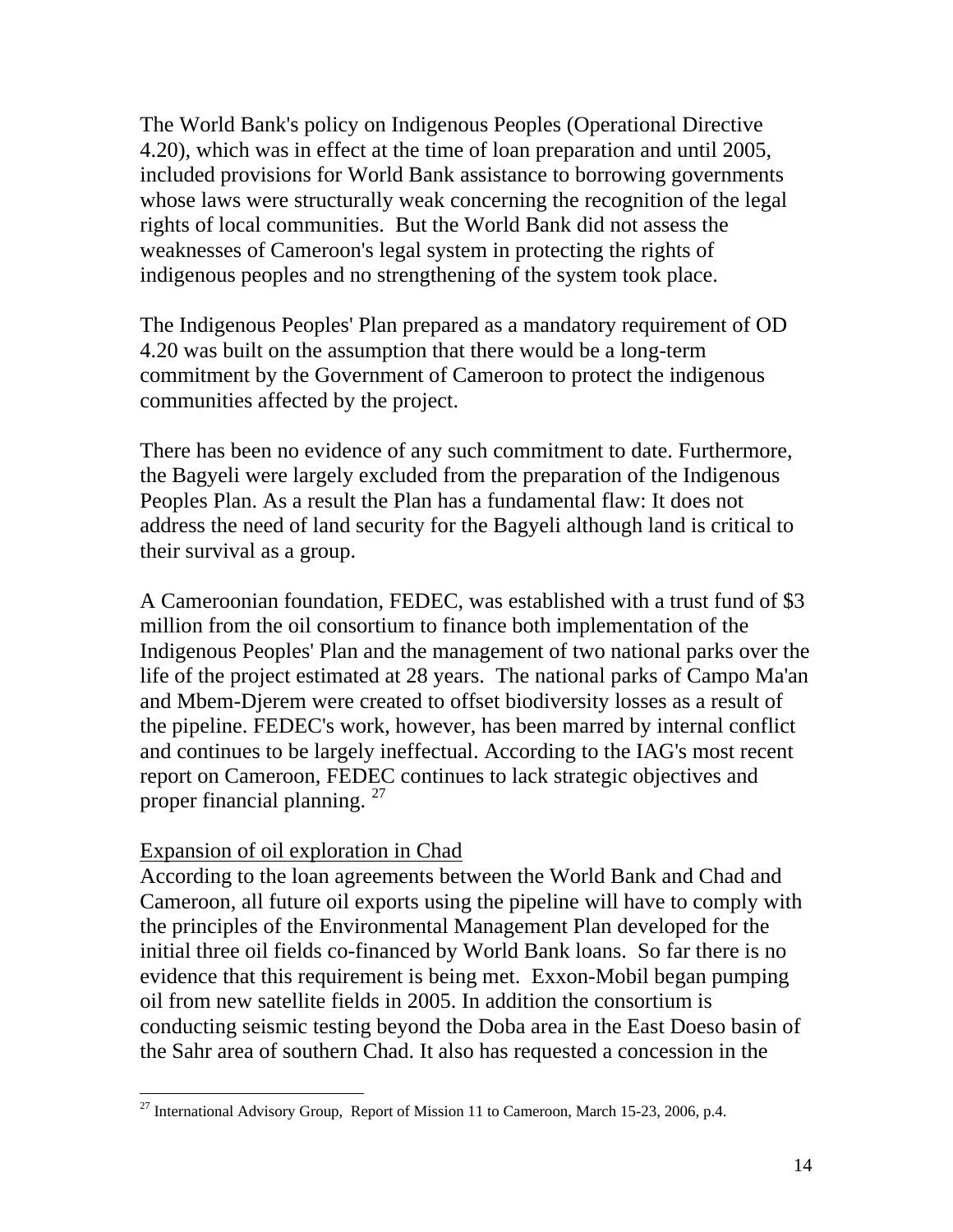The World Bank's policy on Indigenous Peoples (Operational Directive 4.20), which was in effect at the time of loan preparation and until 2005, included provisions for World Bank assistance to borrowing governments whose laws were structurally weak concerning the recognition of the legal rights of local communities. But the World Bank did not assess the weaknesses of Cameroon's legal system in protecting the rights of indigenous peoples and no strengthening of the system took place.

The Indigenous Peoples' Plan prepared as a mandatory requirement of OD 4.20 was built on the assumption that there would be a long-term commitment by the Government of Cameroon to protect the indigenous communities affected by the project.

There has been no evidence of any such commitment to date. Furthermore, the Bagyeli were largely excluded from the preparation of the Indigenous Peoples Plan. As a result the Plan has a fundamental flaw: It does not address the need of land security for the Bagyeli although land is critical to their survival as a group.

A Cameroonian foundation, FEDEC, was established with a trust fund of $3 million from the oil consortium to finance both implementation of the Indigenous Peoples' Plan and the management of two national parks over the life of the project estimated at 28 years. The national parks of Campo Ma'an and Mbem-Djerem were created to offset biodiversity losses as a result of the pipeline. FEDEC's work, however, has been marred by internal conflict and continues to be largely ineffectual. According to the IAG's most recent report on Cameroon, FEDEC continues to lack strategic objectives and proper financial planning. [27]

<u>Expansion of oil exploration in Chad</u>

According to the loan agreements between the World Bank and Chad and Cameroon, all future oil exports using the pipeline will have to comply with the principles of the Environmental Management Plan developed for the initial three oil fields co-financed by World Bank loans. So far there is no evidence that this requirement is being met. Exxon-Mobil began pumping oil from new satellite fields in 2005. In addition the consortium is conducting seismic testing beyond the Doba area in the East Doeso basin of the Sahr area of southern Chad. It also has requested a concession in the

[27] International Advisory Group, Report of Mission 11 to Cameroon, March 15-23, 2006, p.4.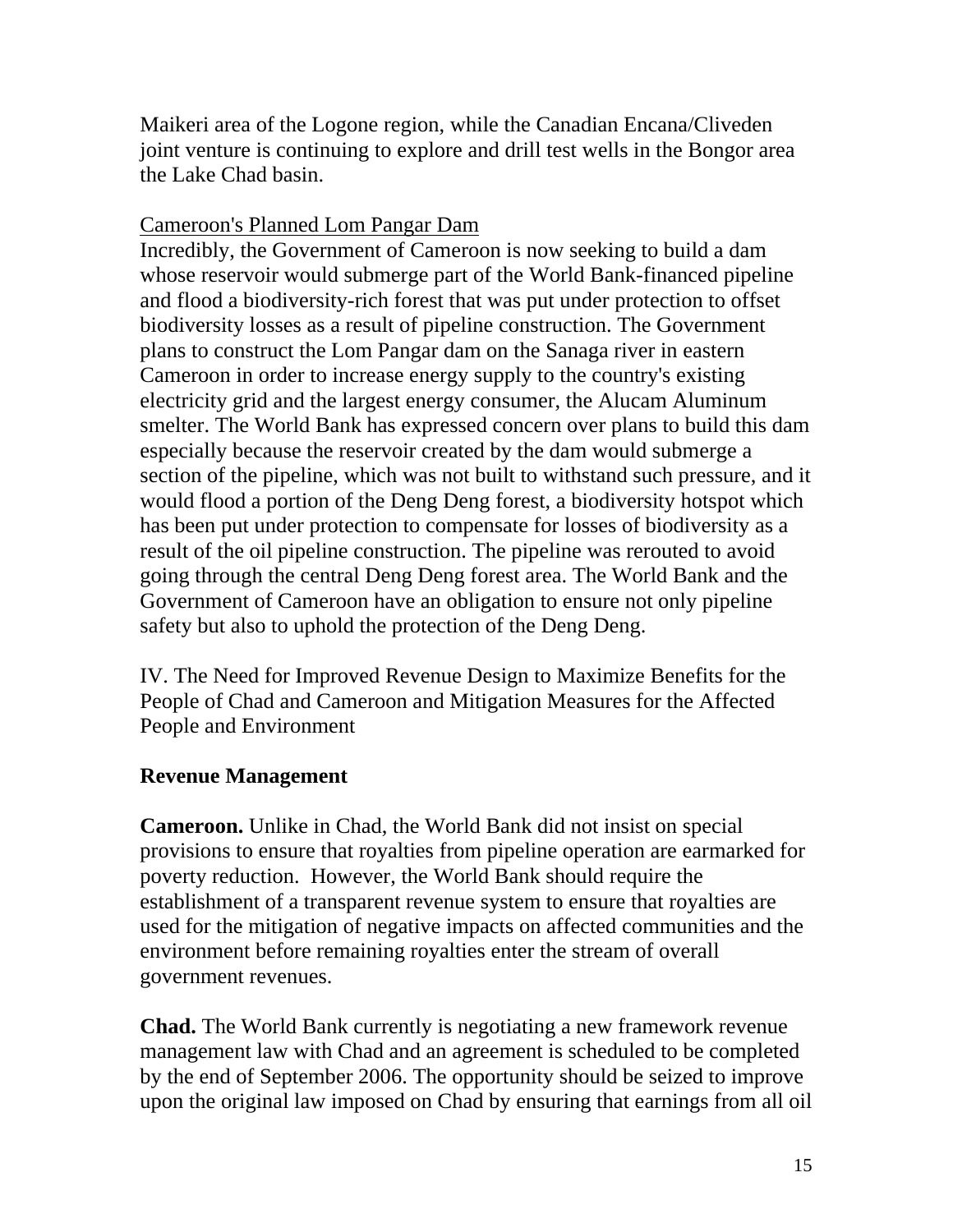Maikeri area of the Logone region, while the Canadian Encana/Cliveden joint venture is continuing to explore and drill test wells in the Bongor area the Lake Chad basin.

<u>Cameroon's Planned Lom Pangar Dam</u>

Incredibly, the Government of Cameroon is now seeking to build a dam whose reservoir would submerge part of the World Bank-financed pipeline and flood a biodiversity-rich forest that was put under protection to offset biodiversity losses as a result of pipeline construction. The Government plans to construct the Lom Pangar dam on the Sanaga river in eastern Cameroon in order to increase energy supply to the country's existing electricity grid and the largest energy consumer, the Alucam Aluminum smelter. The World Bank has expressed concern over plans to build this dam especially because the reservoir created by the dam would submerge a section of the pipeline, which was not built to withstand such pressure, and it would flood a portion of the Deng Deng forest, a biodiversity hotspot which has been put under protection to compensate for losses of biodiversity as a result of the oil pipeline construction. The pipeline was rerouted to avoid going through the central Deng Deng forest area. The World Bank and the Government of Cameroon have an obligation to ensure not only pipeline safety but also to uphold the protection of the Deng Deng.

## IV. The Need for Improved Revenue Design to Maximize Benefits for the People of Chad and Cameroon and Mitigation Measures for the Affected People and Environment

### Revenue Management

**Cameroon.** Unlike in Chad, the World Bank did not insist on special provisions to ensure that royalties from pipeline operation are earmarked for poverty reduction. However, the World Bank should require the establishment of a transparent revenue system to ensure that royalties are used for the mitigation of negative impacts on affected communities and the environment before remaining royalties enter the stream of overall government revenues.

**Chad.** The World Bank currently is negotiating a new framework revenue management law with Chad and an agreement is scheduled to be completed by the end of September 2006. The opportunity should be seized to improve upon the original law imposed on Chad by ensuring that earnings from all oil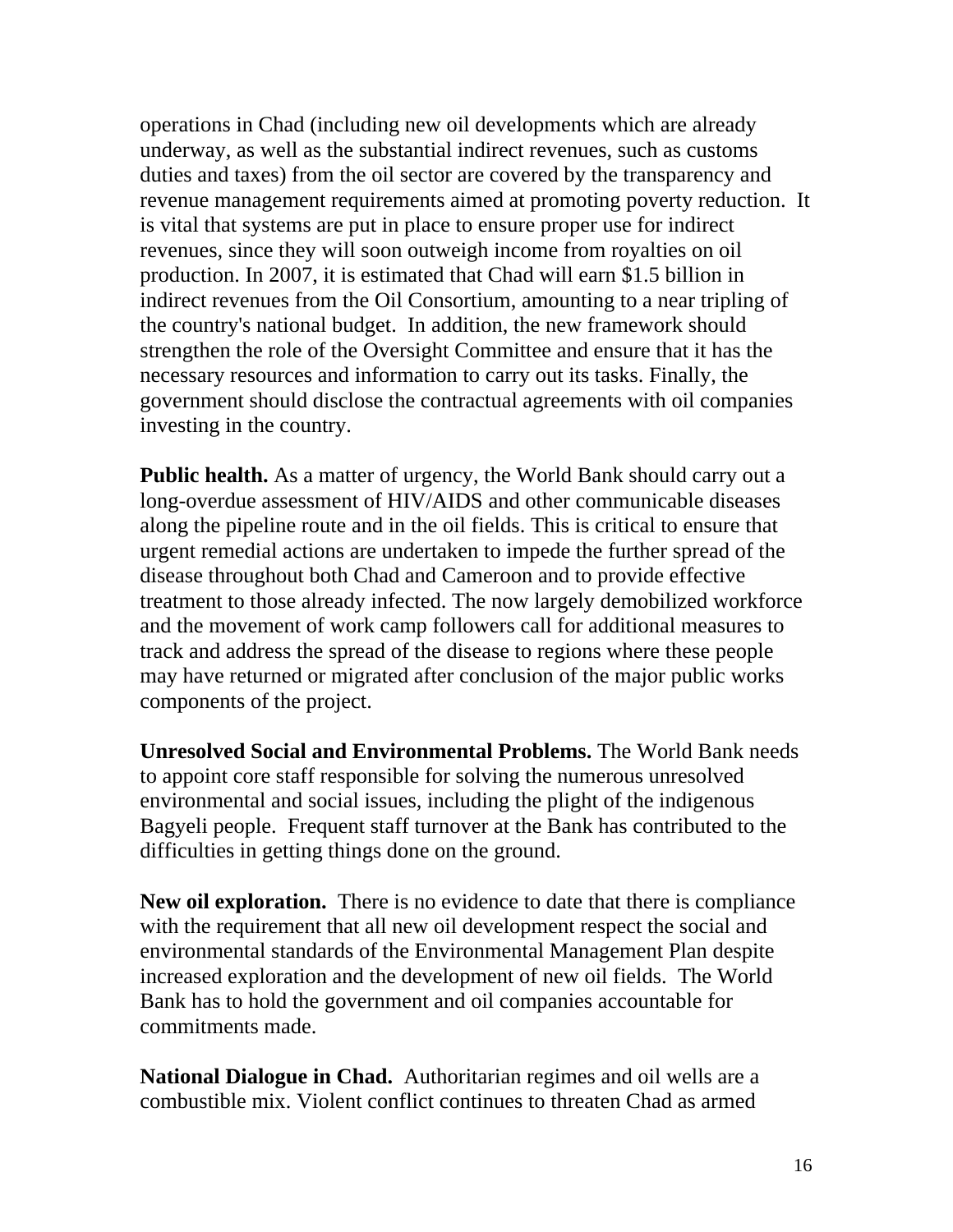operations in Chad (including new oil developments which are already underway, as well as the substantial indirect revenues, such as customs duties and taxes) from the oil sector are covered by the transparency and revenue management requirements aimed at promoting poverty reduction. It is vital that systems are put in place to ensure proper use for indirect revenues, since they will soon outweigh income from royalties on oil production. In 2007, it is estimated that Chad will earn $1.5 billion in indirect revenues from the Oil Consortium, amounting to a near tripling of the country's national budget. In addition, the new framework should strengthen the role of the Oversight Committee and ensure that it has the necessary resources and information to carry out its tasks. Finally, the government should disclose the contractual agreements with oil companies investing in the country.

**Public health.** As a matter of urgency, the World Bank should carry out a long-overdue assessment of HIV/AIDS and other communicable diseases along the pipeline route and in the oil fields. This is critical to ensure that urgent remedial actions are undertaken to impede the further spread of the disease throughout both Chad and Cameroon and to provide effective treatment to those already infected. The now largely demobilized workforce and the movement of work camp followers call for additional measures to track and address the spread of the disease to regions where these people may have returned or migrated after conclusion of the major public works components of the project.

**Unresolved Social and Environmental Problems.** The World Bank needs to appoint core staff responsible for solving the numerous unresolved environmental and social issues, including the plight of the indigenous Bagyeli people. Frequent staff turnover at the Bank has contributed to the difficulties in getting things done on the ground.

**New oil exploration.** There is no evidence to date that there is compliance with the requirement that all new oil development respect the social and environmental standards of the Environmental Management Plan despite increased exploration and the development of new oil fields. The World Bank has to hold the government and oil companies accountable for commitments made.

**National Dialogue in Chad.** Authoritarian regimes and oil wells are a combustible mix. Violent conflict continues to threaten Chad as armed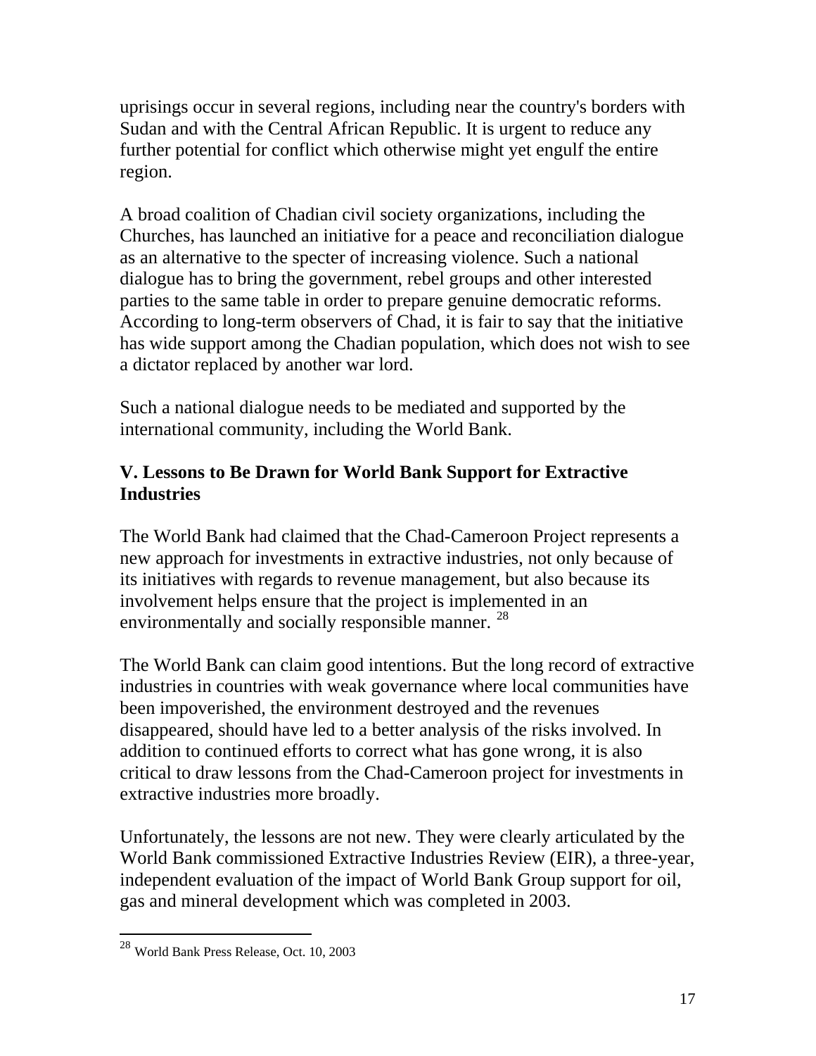uprisings occur in several regions, including near the country's borders with Sudan and with the Central African Republic. It is urgent to reduce any further potential for conflict which otherwise might yet engulf the entire region.

A broad coalition of Chadian civil society organizations, including the Churches, has launched an initiative for a peace and reconciliation dialogue as an alternative to the specter of increasing violence. Such a national dialogue has to bring the government, rebel groups and other interested parties to the same table in order to prepare genuine democratic reforms. According to long-term observers of Chad, it is fair to say that the initiative has wide support among the Chadian population, which does not wish to see a dictator replaced by another war lord.

Such a national dialogue needs to be mediated and supported by the international community, including the World Bank.

## V. Lessons to Be Drawn for World Bank Support for Extractive Industries

The World Bank had claimed that the Chad-Cameroon Project represents a new approach for investments in extractive industries, not only because of its initiatives with regards to revenue management, but also because its involvement helps ensure that the project is implemented in an environmentally and socially responsible manner. [28]

The World Bank can claim good intentions. But the long record of extractive industries in countries with weak governance where local communities have been impoverished, the environment destroyed and the revenues disappeared, should have led to a better analysis of the risks involved. In addition to continued efforts to correct what has gone wrong, it is also critical to draw lessons from the Chad-Cameroon project for investments in extractive industries more broadly.

Unfortunately, the lessons are not new. They were clearly articulated by the World Bank commissioned Extractive Industries Review (EIR), a three-year, independent evaluation of the impact of World Bank Group support for oil, gas and mineral development which was completed in 2003.

---

[28] World Bank Press Release, Oct. 10, 2003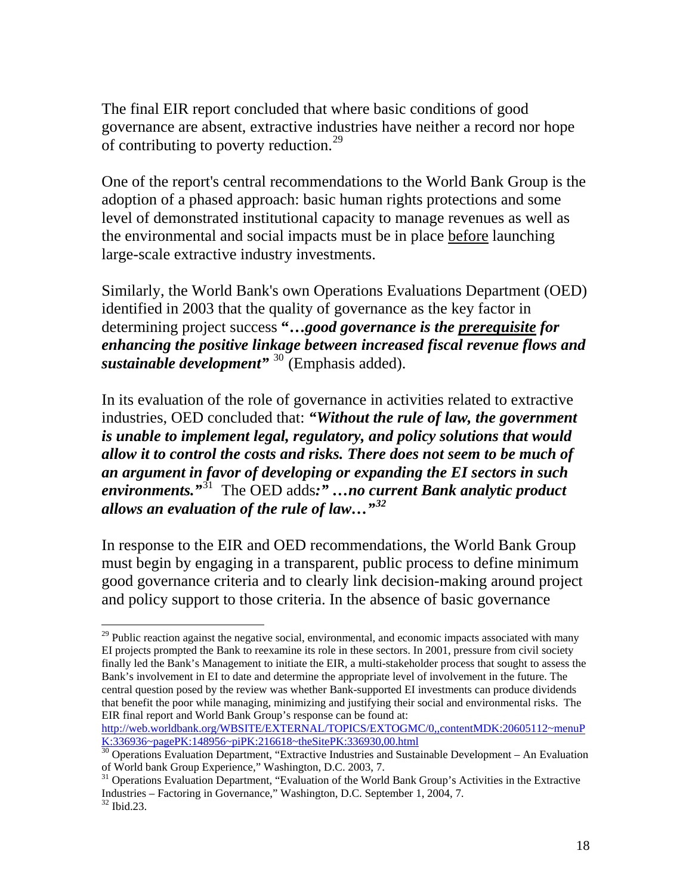The final EIR report concluded that where basic conditions of good governance are absent, extractive industries have neither a record nor hope of contributing to poverty reduction.[29]

One of the report's central recommendations to the World Bank Group is the adoption of a phased approach: basic human rights protections and some level of demonstrated institutional capacity to manage revenues as well as the environmental and social impacts must be in place <u>before</u> launching large-scale extractive industry investments.

Similarly, the World Bank's own Operations Evaluations Department (OED) identified in 2003 that the quality of governance as the key factor in determining project success ***"…good governance is the <u>prerequisite</u> for enhancing the positive linkage between increased fiscal revenue flows and sustainable development"*** [30] (Emphasis added).

In its evaluation of the role of governance in activities related to extractive industries, OED concluded that: ***"Without the rule of law, the government is unable to implement legal, regulatory, and policy solutions that would allow it to control the costs and risks. There does not seem to be much of an argument in favor of developing or expanding the EI sectors in such environments."***[31] The OED adds***:" …no current Bank analytic product allows an evaluation of the rule of law…"***[32]

In response to the EIR and OED recommendations, the World Bank Group must begin by engaging in a transparent, public process to define minimum good governance criteria and to clearly link decision-making around project and policy support to those criteria. In the absence of basic governance

---

[29] Public reaction against the negative social, environmental, and economic impacts associated with many EI projects prompted the Bank to reexamine its role in these sectors. In 2001, pressure from civil society finally led the Bank's Management to initiate the EIR, a multi-stakeholder process that sought to assess the Bank's involvement in EI to date and determine the appropriate level of involvement in the future. The central question posed by the review was whether Bank-supported EI investments can produce dividends that benefit the poor while managing, minimizing and justifying their social and environmental risks. The EIR final report and World Bank Group's response can be found at: http://web.worldbank.org/WBSITE/EXTERNAL/TOPICS/EXTOGMC/0,,contentMDK:20605112~menuPK:336936~pagePK:148956~piPK:216618~theSitePK:336930,00.html

[30] Operations Evaluation Department, "Extractive Industries and Sustainable Development – An Evaluation of World bank Group Experience," Washington, D.C. 2003, 7.

[31] Operations Evaluation Department, "Evaluation of the World Bank Group's Activities in the Extractive Industries – Factoring in Governance," Washington, D.C. September 1, 2004, 7.

[32] Ibid.23.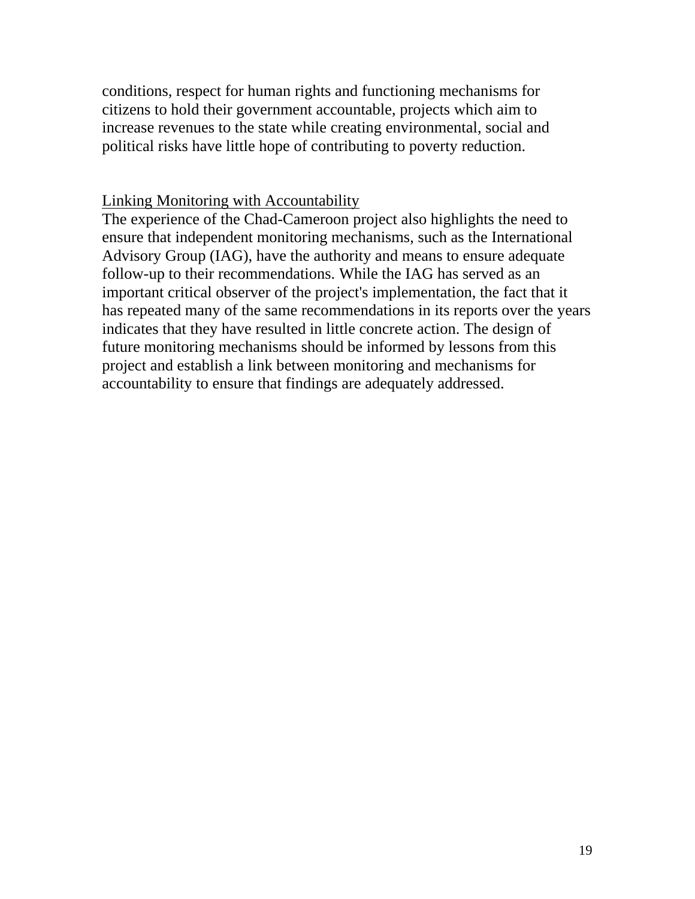conditions, respect for human rights and functioning mechanisms for citizens to hold their government accountable, projects which aim to increase revenues to the state while creating environmental, social and political risks have little hope of contributing to poverty reduction.

<u>Linking Monitoring with Accountability</u>

The experience of the Chad-Cameroon project also highlights the need to ensure that independent monitoring mechanisms, such as the International Advisory Group (IAG), have the authority and means to ensure adequate follow-up to their recommendations. While the IAG has served as an important critical observer of the project's implementation, the fact that it has repeated many of the same recommendations in its reports over the years indicates that they have resulted in little concrete action. The design of future monitoring mechanisms should be informed by lessons from this project and establish a link between monitoring and mechanisms for accountability to ensure that findings are adequately addressed.